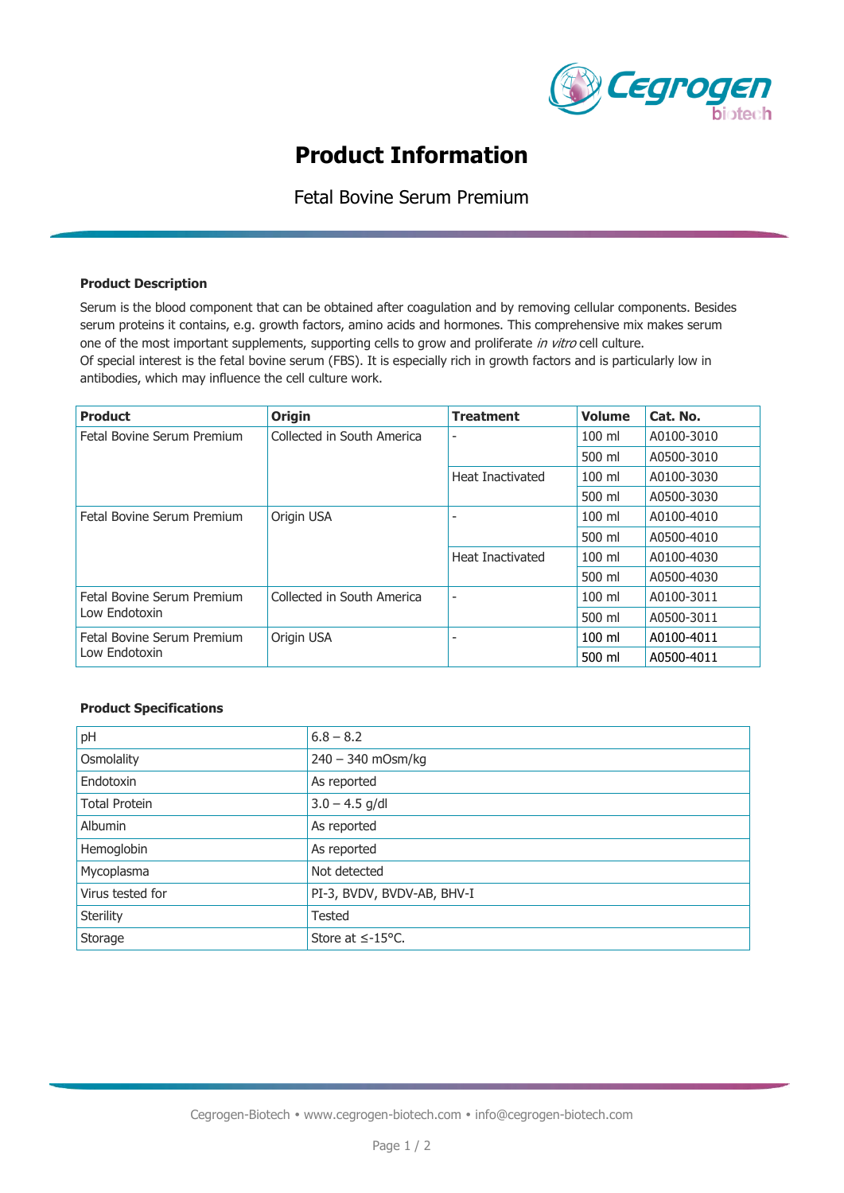# Product Information

## Fetal Bovine Serum Premium

### Product Description

Serum is the blood component that can be obtained after coagulation and by removing cellular components. Besides serum proteins it contains, e.g. growth factors, amino acids and hormones. This comprehensive mix makes serum one of the most important supplements, supporting cells to grow and proliferate *in vitro* cell culture.
Of special interest is the fetal bovine serum (FBS). It is especially rich in growth factors and is particularly low in antibodies, which may influence the cell culture work.

| Product | Origin | Treatment | Volume | Cat. No. |
|---|---|---|---|---|
| Fetal Bovine Serum Premium | Collected in South America | - | 100 ml | A0100-3010 |
| | | | 500 ml | A0500-3010 |
| | | Heat Inactivated | 100 ml | A0100-3030 |
| | | | 500 ml | A0500-3030 |
| Fetal Bovine Serum Premium | Origin USA | - | 100 ml | A0100-4010 |
| | | | 500 ml | A0500-4010 |
| | | Heat Inactivated | 100 ml | A0100-4030 |
| | | | 500 ml | A0500-4030 |
| Fetal Bovine Serum Premium Low Endotoxin | Collected in South America | - | 100 ml | A0100-3011 |
| | | | 500 ml | A0500-3011 |
| Fetal Bovine Serum Premium Low Endotoxin | Origin USA | - | 100 ml | A0100-4011 |
| | | | 500 ml | A0500-4011 |

### Product Specifications

| | |
|---|---|
| pH | 6.8 – 8.2 |
| Osmolality | 240 – 340 mOsm/kg |
| Endotoxin | As reported |
| Total Protein | 3.0 – 4.5 g/dl |
| Albumin | As reported |
| Hemoglobin | As reported |
| Mycoplasma | Not detected |
| Virus tested for | PI-3, BVDV, BVDV-AB, BHV-I |
| Sterility | Tested |
| Storage | Store at ≤-15°C. |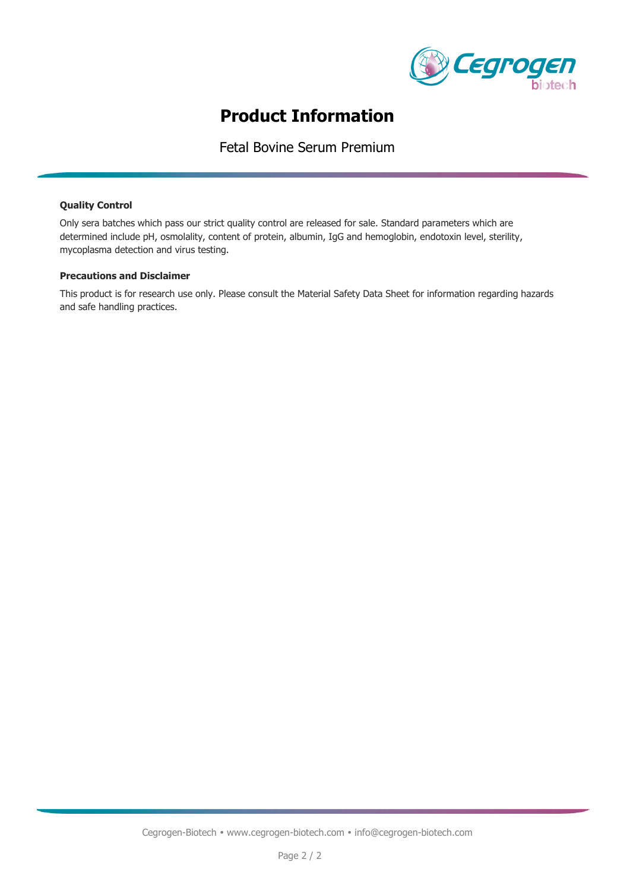# Product Information

Fetal Bovine Serum Premium

**Quality Control**

Only sera batches which pass our strict quality control are released for sale. Standard parameters which are determined include pH, osmolality, content of protein, albumin, IgG and hemoglobin, endotoxin level, sterility, mycoplasma detection and virus testing.

**Precautions and Disclaimer**

This product is for research use only. Please consult the Material Safety Data Sheet for information regarding hazards and safe handling practices.